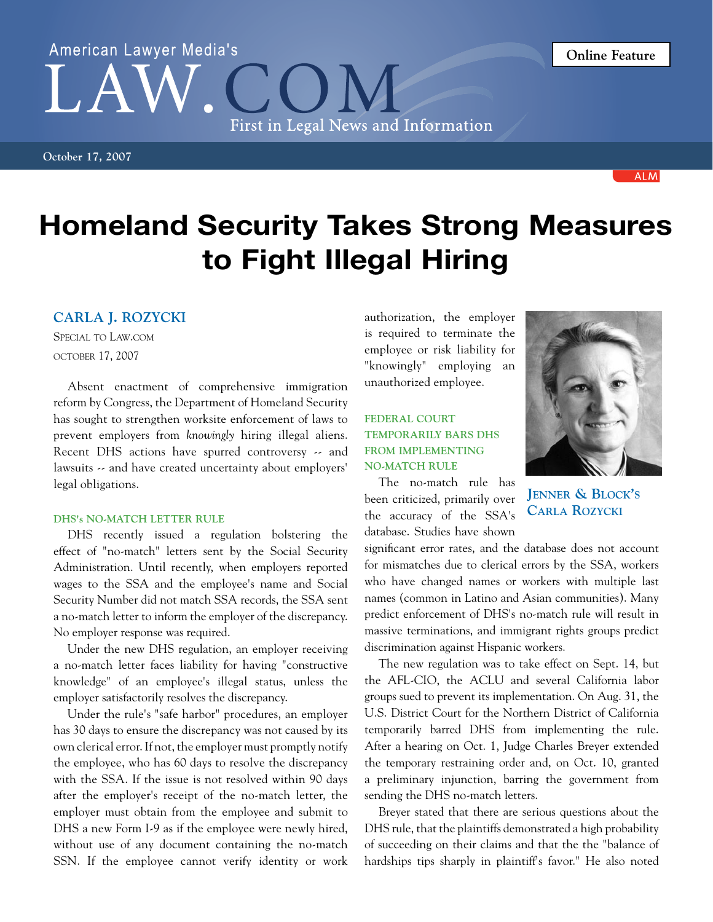American Lawyer Media's

LAW.COM

First in Legal News and Information

Online Feature

October 17, 2007

# Homeland Security Takes Strong Measures to Fight Illegal Hiring

**CARLA J. ROZYCKI**

SPECIAL TO LAW.COM

OCTOBER 17, 2007

Absent enactment of comprehensive immigration reform by Congress, the Department of Homeland Security has sought to strengthen worksite enforcement of laws to prevent employers from *knowingly* hiring illegal aliens. Recent DHS actions have spurred controversy -- and lawsuits -- and have created uncertainty about employers' legal obligations.

### DHS's NO-MATCH LETTER RULE

DHS recently issued a regulation bolstering the effect of "no-match" letters sent by the Social Security Administration. Until recently, when employers reported wages to the SSA and the employee's name and Social Security Number did not match SSA records, the SSA sent a no-match letter to inform the employer of the discrepancy. No employer response was required.

Under the new DHS regulation, an employer receiving a no-match letter faces liability for having "constructive knowledge" of an employee's illegal status, unless the employer satisfactorily resolves the discrepancy.

Under the rule's "safe harbor" procedures, an employer has 30 days to ensure the discrepancy was not caused by its own clerical error. If not, the employer must promptly notify the employee, who has 60 days to resolve the discrepancy with the SSA. If the issue is not resolved within 90 days after the employer's receipt of the no-match letter, the employer must obtain from the employee and submit to DHS a new Form I-9 as if the employee were newly hired, without use of any document containing the no-match SSN. If the employee cannot verify identity or work authorization, the employer is required to terminate the employee or risk liability for "knowingly" employing an unauthorized employee.

### FEDERAL COURT TEMPORARILY BARS DHS FROM IMPLEMENTING NO-MATCH RULE

JENNER & BLOCK'S CARLA ROZYCKI

The no-match rule has been criticized, primarily over the accuracy of the SSA's database. Studies have shown significant error rates, and the database does not account for mismatches due to clerical errors by the SSA, workers who have changed names or workers with multiple last names (common in Latino and Asian communities). Many predict enforcement of DHS's no-match rule will result in massive terminations, and immigrant rights groups predict discrimination against Hispanic workers.

The new regulation was to take effect on Sept. 14, but the AFL-CIO, the ACLU and several California labor groups sued to prevent its implementation. On Aug. 31, the U.S. District Court for the Northern District of California temporarily barred DHS from implementing the rule. After a hearing on Oct. 1, Judge Charles Breyer extended the temporary restraining order and, on Oct. 10, granted a preliminary injunction, barring the government from sending the DHS no-match letters.

Breyer stated that there are serious questions about the DHS rule, that the plaintiffs demonstrated a high probability of succeeding on their claims and that the the "balance of hardships tips sharply in plaintiff's favor." He also noted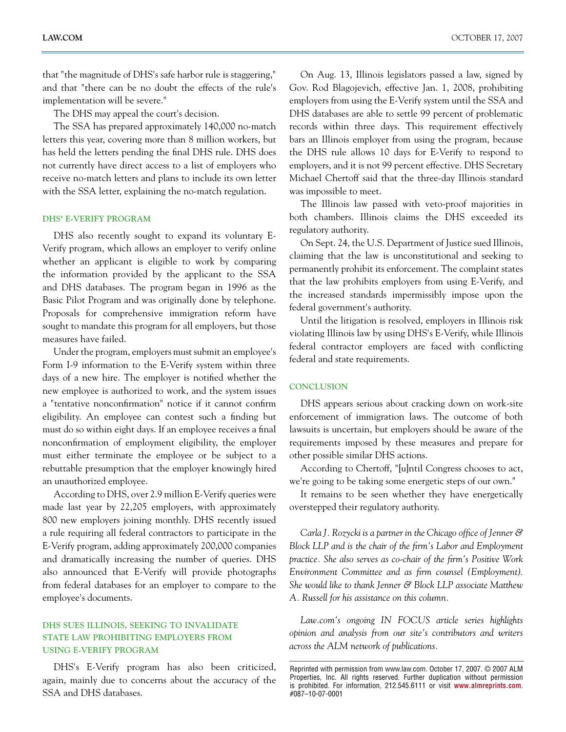that "the magnitude of DHS's safe harbor rule is staggering," and that "there can be no doubt the effects of the rule's implementation will be severe."

The DHS may appeal the court's decision.

The SSA has prepared approximately 140,000 no-match letters this year, covering more than 8 million workers, but has held the letters pending the final DHS rule. DHS does not currently have direct access to a list of employers who receive no-match letters and plans to include its own letter with the SSA letter, explaining the no-match regulation.

## DHS' E-VERIFY PROGRAM

DHS also recently sought to expand its voluntary E-Verify program, which allows an employer to verify online whether an applicant is eligible to work by comparing the information provided by the applicant to the SSA and DHS databases. The program began in 1996 as the Basic Pilot Program and was originally done by telephone. Proposals for comprehensive immigration reform have sought to mandate this program for all employers, but those measures have failed.

Under the program, employers must submit an employee's Form I-9 information to the E-Verify system within three days of a new hire. The employer is notified whether the new employee is authorized to work, and the system issues a "tentative nonconfirmation" notice if it cannot confirm eligibility. An employee can contest such a finding but must do so within eight days. If an employee receives a final nonconfirmation of employment eligibility, the employer must either terminate the employee or be subject to a rebuttable presumption that the employer knowingly hired an unauthorized employee.

According to DHS, over 2.9 million E-Verify queries were made last year by 22,205 employers, with approximately 800 new employers joining monthly. DHS recently issued a rule requiring all federal contractors to participate in the E-Verify program, adding approximately 200,000 companies and dramatically increasing the number of queries. DHS also announced that E-Verify will provide photographs from federal databases for an employer to compare to the employee's documents.

## DHS SUES ILLINOIS, SEEKING TO INVALIDATE STATE LAW PROHIBITING EMPLOYERS FROM USING E-VERIFY PROGRAM

DHS's E-Verify program has also been criticized, again, mainly due to concerns about the accuracy of the SSA and DHS databases.

On Aug. 13, Illinois legislators passed a law, signed by Gov. Rod Blagojevich, effective Jan. 1, 2008, prohibiting employers from using the E-Verify system until the SSA and DHS databases are able to settle 99 percent of problematic records within three days. This requirement effectively bars an Illinois employer from using the program, because the DHS rule allows 10 days for E-Verify to respond to employers, and it is not 99 percent effective. DHS Secretary Michael Chertoff said that the three-day Illinois standard was impossible to meet.

The Illinois law passed with veto-proof majorities in both chambers. Illinois claims the DHS exceeded its regulatory authority.

On Sept. 24, the U.S. Department of Justice sued Illinois, claiming that the law is unconstitutional and seeking to permanently prohibit its enforcement. The complaint states that the law prohibits employers from using E-Verify, and the increased standards impermissibly impose upon the federal government's authority.

Until the litigation is resolved, employers in Illinois risk violating Illinois law by using DHS's E-Verify, while Illinois federal contractor employers are faced with conflicting federal and state requirements.

## CONCLUSION

DHS appears serious about cracking down on work-site enforcement of immigration laws. The outcome of both lawsuits is uncertain, but employers should be aware of the requirements imposed by these measures and prepare for other possible similar DHS actions.

According to Chertoff, "[u]ntil Congress chooses to act, we're going to be taking some energetic steps of our own."

It remains to be seen whether they have energetically overstepped their regulatory authority.

*Carla J. Rozycki is a partner in the Chicago office of Jenner & Block LLP and is the chair of the firm's Labor and Employment practice. She also serves as co-chair of the firm's Positive Work Environment Committee and as firm counsel (Employment). She would like to thank Jenner & Block LLP associate Matthew A. Russell for his assistance on this column.*

*Law.com's ongoing IN FOCUS article series highlights opinion and analysis from our site's contributors and writers across the ALM network of publications.*

Reprinted with permission from www.law.com. October 17, 2007. © 2007 ALM Properties, Inc. All rights reserved. Further duplication without permission is prohibited. For information, 212.545.6111 or visit **www.almreprints.com**. #087–10-07-0001